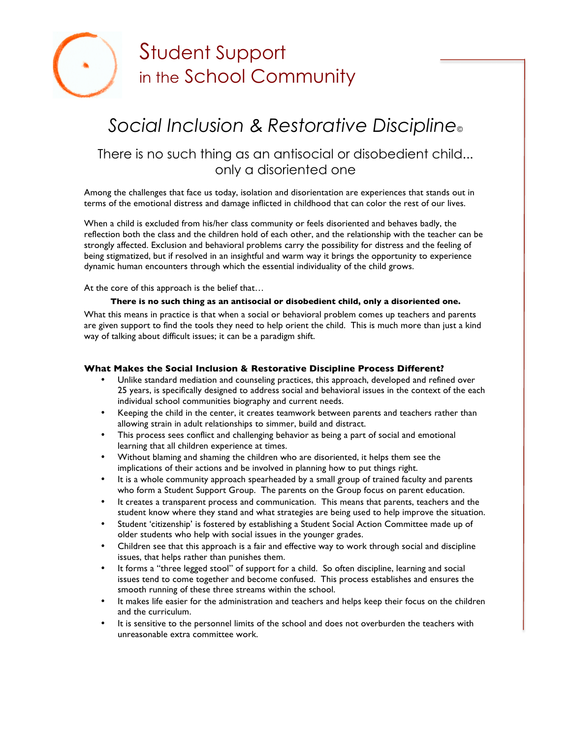# Student Support in the School Community

## *Social Inclusion & Restorative Discipline©*

### There is no such thing as an antisocial or disobedient child... only a disoriented one

Among the challenges that face us today, isolation and disorientation are experiences that stands out in terms of the emotional distress and damage inflicted in childhood that can color the rest of our lives.

When a child is excluded from his/her class community or feels disoriented and behaves badly, the reflection both the class and the children hold of each other, and the relationship with the teacher can be strongly affected. Exclusion and behavioral problems carry the possibility for distress and the feeling of being stigmatized, but if resolved in an insightful and warm way it brings the opportunity to experience dynamic human encounters through which the essential individuality of the child grows.

At the core of this approach is the belief that…

**There is no such thing as an antisocial or disobedient child, only a disoriented one.**

What this means in practice is that when a social or behavioral problem comes up teachers and parents are given support to find the tools they need to help orient the child. This is much more than just a kind way of talking about difficult issues; it can be a paradigm shift.

**What Makes the Social Inclusion & Restorative Discipline Process Different?**

- Unlike standard mediation and counseling practices, this approach, developed and refined over 25 years, is specifically designed to address social and behavioral issues in the context of the each individual school communities biography and current needs.
- Keeping the child in the center, it creates teamwork between parents and teachers rather than allowing strain in adult relationships to simmer, build and distract.
- This process sees conflict and challenging behavior as being a part of social and emotional learning that all children experience at times.
- Without blaming and shaming the children who are disoriented, it helps them see the implications of their actions and be involved in planning how to put things right.
- It is a whole community approach spearheaded by a small group of trained faculty and parents who form a Student Support Group. The parents on the Group focus on parent education.
- It creates a transparent process and communication. This means that parents, teachers and the student know where they stand and what strategies are being used to help improve the situation.
- Student 'citizenship' is fostered by establishing a Student Social Action Committee made up of older students who help with social issues in the younger grades.
- Children see that this approach is a fair and effective way to work through social and discipline issues, that helps rather than punishes them.
- It forms a "three legged stool" of support for a child. So often discipline, learning and social issues tend to come together and become confused. This process establishes and ensures the smooth running of these three streams within the school.
- It makes life easier for the administration and teachers and helps keep their focus on the children and the curriculum.
- It is sensitive to the personnel limits of the school and does not overburden the teachers with unreasonable extra committee work.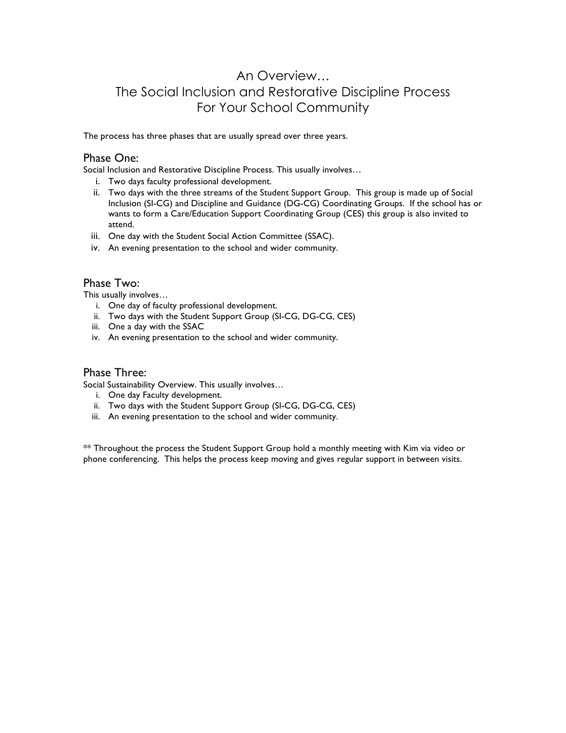# An Overview…
# The Social Inclusion and Restorative Discipline Process
# For Your School Community

The process has three phases that are usually spread over three years.

## Phase One:

Social Inclusion and Restorative Discipline Process. This usually involves…

i. Two days faculty professional development.
ii. Two days with the three streams of the Student Support Group. This group is made up of Social Inclusion (SI-CG) and Discipline and Guidance (DG-CG) Coordinating Groups. If the school has or wants to form a Care/Education Support Coordinating Group (CES) this group is also invited to attend.
iii. One day with the Student Social Action Committee (SSAC).
iv. An evening presentation to the school and wider community.

## Phase Two:

This usually involves…

i. One day of faculty professional development.
ii. Two days with the Student Support Group (SI-CG, DG-CG, CES)
iii. One a day with the SSAC
iv. An evening presentation to the school and wider community.

## Phase Three:

Social Sustainability Overview. This usually involves…

i. One day Faculty development.
ii. Two days with the Student Support Group (SI-CG, DG-CG, CES)
iii. An evening presentation to the school and wider community.

** Throughout the process the Student Support Group hold a monthly meeting with Kim via video or phone conferencing. This helps the process keep moving and gives regular support in between visits.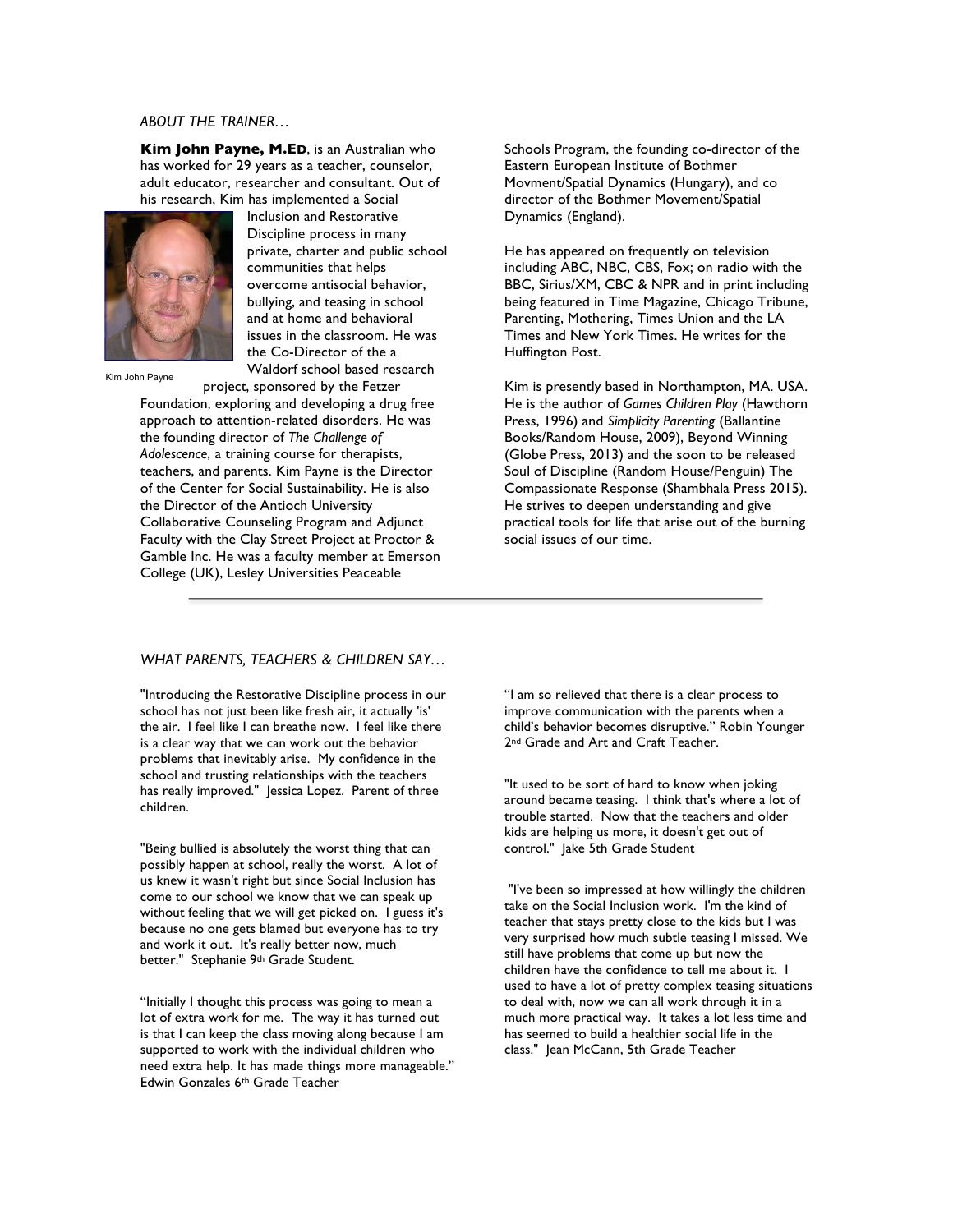*ABOUT THE TRAINER…*

**Kim John Payne, M.ED**, is an Australian who has worked for 29 years as a teacher, counselor, adult educator, researcher and consultant. Out of his research, Kim has implemented a Social Inclusion and Restorative Discipline process in many private, charter and public school communities that helps overcome antisocial behavior, bullying, and teasing in school and at home and behavioral issues in the classroom. He was the Co-Director of the a Waldorf school based research project, sponsored by the Fetzer Foundation, exploring and developing a drug free approach to attention-related disorders. He was the founding director of *The Challenge of Adolescence*, a training course for therapists, teachers, and parents. Kim Payne is the Director of the Center for Social Sustainability. He is also the Director of the Antioch University Collaborative Counseling Program and Adjunct Faculty with the Clay Street Project at Proctor & Gamble Inc. He was a faculty member at Emerson College (UK), Lesley Universities Peaceable Schools Program, the founding co-director of the Eastern European Institute of Bothmer Movment/Spatial Dynamics (Hungary), and co director of the Bothmer Movement/Spatial Dynamics (England).

Kim John Payne

He has appeared on frequently on television including ABC, NBC, CBS, Fox; on radio with the BBC, Sirius/XM, CBC & NPR and in print including being featured in Time Magazine, Chicago Tribune, Parenting, Mothering, Times Union and the LA Times and New York Times. He writes for the Huffington Post.

Kim is presently based in Northampton, MA. USA. He is the author of *Games Children Play* (Hawthorn Press, 1996) and *Simplicity Parenting* (Ballantine Books/Random House, 2009), Beyond Winning (Globe Press, 2013) and the soon to be released Soul of Discipline (Random House/Penguin) The Compassionate Response (Shambhala Press 2015). He strives to deepen understanding and give practical tools for life that arise out of the burning social issues of our time.

---

*WHAT PARENTS, TEACHERS & CHILDREN SAY…*

"Introducing the Restorative Discipline process in our school has not just been like fresh air, it actually 'is' the air. I feel like I can breathe now. I feel like there is a clear way that we can work out the behavior problems that inevitably arise. My confidence in the school and trusting relationships with the teachers has really improved." Jessica Lopez. Parent of three children.

"Being bullied is absolutely the worst thing that can possibly happen at school, really the worst. A lot of us knew it wasn't right but since Social Inclusion has come to our school we know that we can speak up without feeling that we will get picked on. I guess it's because no one gets blamed but everyone has to try and work it out. It's really better now, much better." Stephanie 9th Grade Student.

"Initially I thought this process was going to mean a lot of extra work for me. The way it has turned out is that I can keep the class moving along because I am supported to work with the individual children who need extra help. It has made things more manageable." Edwin Gonzales 6th Grade Teacher

"I am so relieved that there is a clear process to improve communication with the parents when a child's behavior becomes disruptive." Robin Younger 2nd Grade and Art and Craft Teacher.

"It used to be sort of hard to know when joking around became teasing. I think that's where a lot of trouble started. Now that the teachers and older kids are helping us more, it doesn't get out of control." Jake 5th Grade Student

"I've been so impressed at how willingly the children take on the Social Inclusion work. I'm the kind of teacher that stays pretty close to the kids but I was very surprised how much subtle teasing I missed. We still have problems that come up but now the children have the confidence to tell me about it. I used to have a lot of pretty complex teasing situations to deal with, now we can all work through it in a much more practical way. It takes a lot less time and has seemed to build a healthier social life in the class." Jean McCann, 5th Grade Teacher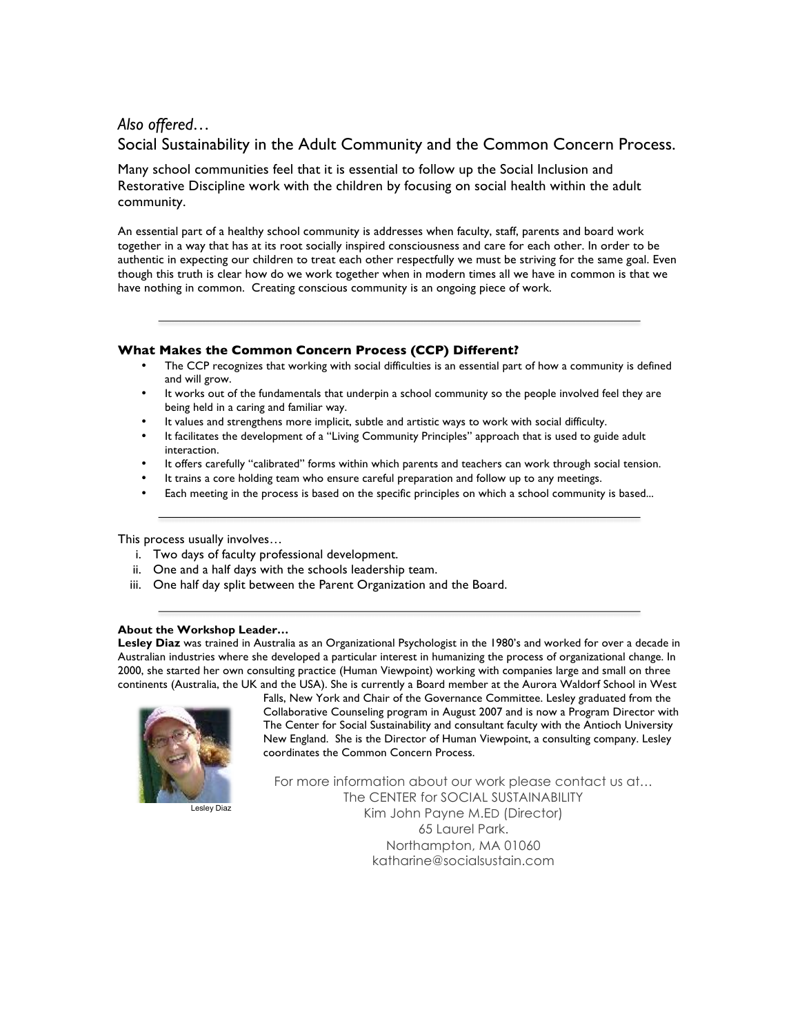*Also offered…*

## Social Sustainability in the Adult Community and the Common Concern Process.

Many school communities feel that it is essential to follow up the Social Inclusion and Restorative Discipline work with the children by focusing on social health within the adult community.

An essential part of a healthy school community is addresses when faculty, staff, parents and board work together in a way that has at its root socially inspired consciousness and care for each other. In order to be authentic in expecting our children to treat each other respectfully we must be striving for the same goal. Even though this truth is clear how do we work together when in modern times all we have in common is that we have nothing in common. Creating conscious community is an ongoing piece of work.

---

### What Makes the Common Concern Process (CCP) Different?

- The CCP recognizes that working with social difficulties is an essential part of how a community is defined and will grow.
- It works out of the fundamentals that underpin a school community so the people involved feel they are being held in a caring and familiar way.
- It values and strengthens more implicit, subtle and artistic ways to work with social difficulty.
- It facilitates the development of a "Living Community Principles" approach that is used to guide adult interaction.
- It offers carefully "calibrated" forms within which parents and teachers can work through social tension.
- It trains a core holding team who ensure careful preparation and follow up to any meetings.
- Each meeting in the process is based on the specific principles on which a school community is based...

---

This process usually involves…

i. Two days of faculty professional development.
ii. One and a half days with the schools leadership team.
iii. One half day split between the Parent Organization and the Board.

---

**About the Workshop Leader…**

**Lesley Diaz** was trained in Australia as an Organizational Psychologist in the 1980's and worked for over a decade in Australian industries where she developed a particular interest in humanizing the process of organizational change. In 2000, she started her own consulting practice (Human Viewpoint) working with companies large and small on three continents (Australia, the UK and the USA). She is currently a Board member at the Aurora Waldorf School in West Falls, New York and Chair of the Governance Committee. Lesley graduated from the Collaborative Counseling program in August 2007 and is now a Program Director with The Center for Social Sustainability and consultant faculty with the Antioch University New England. She is the Director of Human Viewpoint, a consulting company. Lesley coordinates the Common Concern Process.

Lesley Diaz

For more information about our work please contact us at…
The CENTER for SOCIAL SUSTAINABILITY
Kim John Payne M.ED (Director)
65 Laurel Park.
Northampton, MA 01060
katharine@socialsustain.com